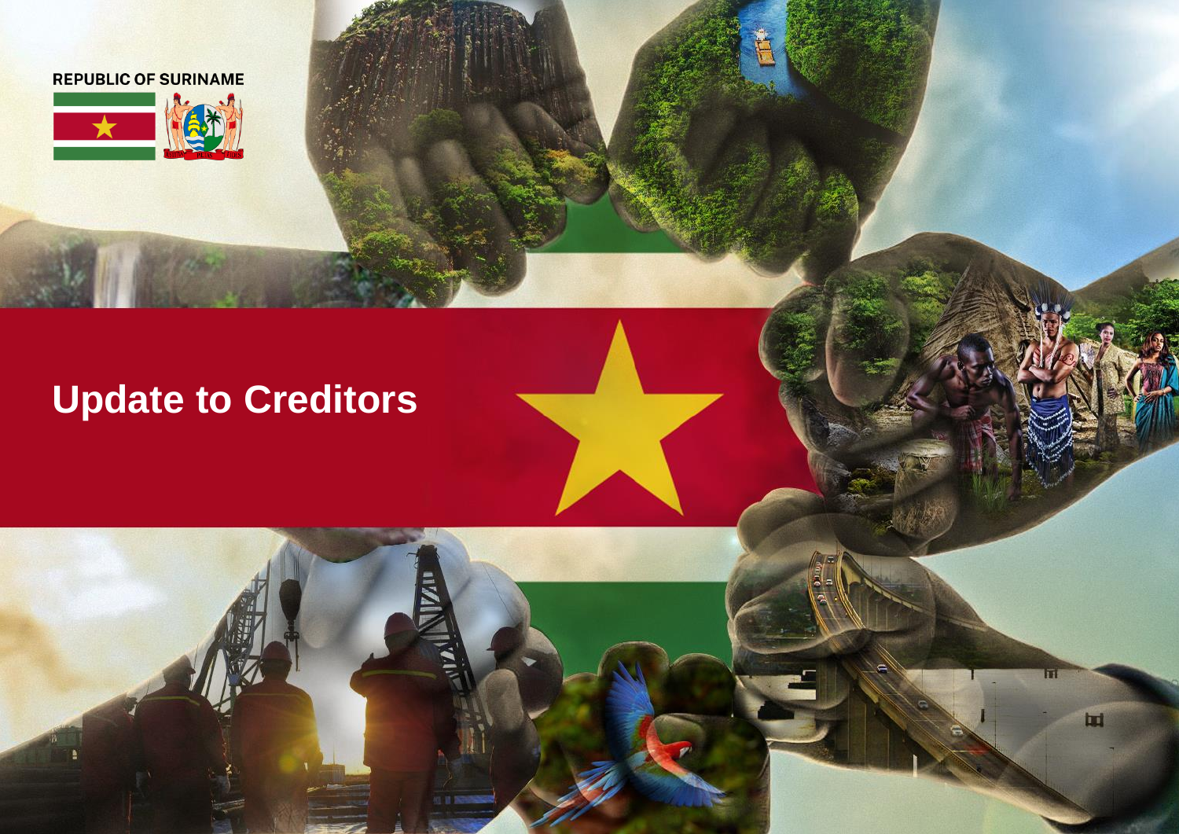REPUBLIC OF SURINAME

# Update to Creditors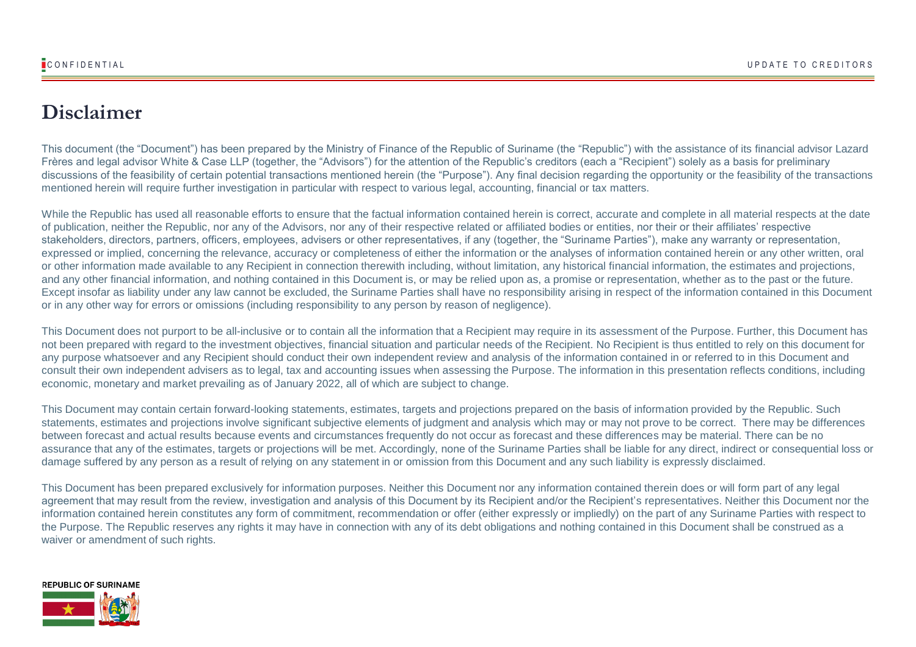# Disclaimer

This document (the "Document") has been prepared by the Ministry of Finance of the Republic of Suriname (the "Republic") with the assistance of its financial advisor Lazard Frères and legal advisor White & Case LLP (together, the "Advisors") for the attention of the Republic's creditors (each a "Recipient") solely as a basis for preliminary discussions of the feasibility of certain potential transactions mentioned herein (the "Purpose"). Any final decision regarding the opportunity or the feasibility of the transactions mentioned herein will require further investigation in particular with respect to various legal, accounting, financial or tax matters.

While the Republic has used all reasonable efforts to ensure that the factual information contained herein is correct, accurate and complete in all material respects at the date of publication, neither the Republic, nor any of the Advisors, nor any of their respective related or affiliated bodies or entities, nor their or their affiliates' respective stakeholders, directors, partners, officers, employees, advisers or other representatives, if any (together, the "Suriname Parties"), make any warranty or representation, expressed or implied, concerning the relevance, accuracy or completeness of either the information or the analyses of information contained herein or any other written, oral or other information made available to any Recipient in connection therewith including, without limitation, any historical financial information, the estimates and projections, and any other financial information, and nothing contained in this Document is, or may be relied upon as, a promise or representation, whether as to the past or the future. Except insofar as liability under any law cannot be excluded, the Suriname Parties shall have no responsibility arising in respect of the information contained in this Document or in any other way for errors or omissions (including responsibility to any person by reason of negligence).

This Document does not purport to be all-inclusive or to contain all the information that a Recipient may require in its assessment of the Purpose. Further, this Document has not been prepared with regard to the investment objectives, financial situation and particular needs of the Recipient. No Recipient is thus entitled to rely on this document for any purpose whatsoever and any Recipient should conduct their own independent review and analysis of the information contained in or referred to in this Document and consult their own independent advisers as to legal, tax and accounting issues when assessing the Purpose. The information in this presentation reflects conditions, including economic, monetary and market prevailing as of January 2022, all of which are subject to change.

This Document may contain certain forward-looking statements, estimates, targets and projections prepared on the basis of information provided by the Republic. Such statements, estimates and projections involve significant subjective elements of judgment and analysis which may or may not prove to be correct. There may be differences between forecast and actual results because events and circumstances frequently do not occur as forecast and these differences may be material. There can be no assurance that any of the estimates, targets or projections will be met. Accordingly, none of the Suriname Parties shall be liable for any direct, indirect or consequential loss or damage suffered by any person as a result of relying on any statement in or omission from this Document and any such liability is expressly disclaimed.

This Document has been prepared exclusively for information purposes. Neither this Document nor any information contained therein does or will form part of any legal agreement that may result from the review, investigation and analysis of this Document by its Recipient and/or the Recipient's representatives. Neither this Document nor the information contained herein constitutes any form of commitment, recommendation or offer (either expressly or impliedly) on the part of any Suriname Parties with respect to the Purpose. The Republic reserves any rights it may have in connection with any of its debt obligations and nothing contained in this Document shall be construed as a waiver or amendment of such rights.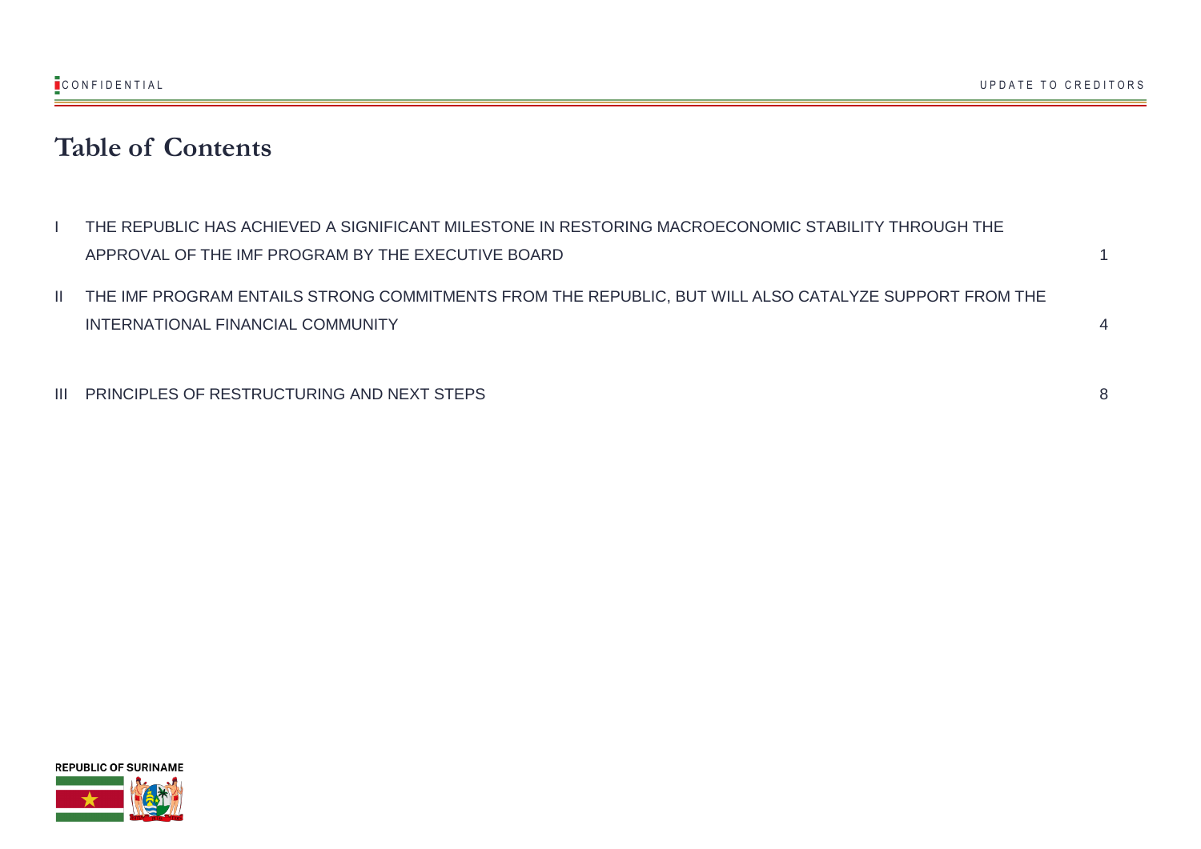# Table of Contents

| | | |
|---|---|---|
| I | THE REPUBLIC HAS ACHIEVED A SIGNIFICANT MILESTONE IN RESTORING MACROECONOMIC STABILITY THROUGH THE APPROVAL OF THE IMF PROGRAM BY THE EXECUTIVE BOARD | 1 |
| II | THE IMF PROGRAM ENTAILS STRONG COMMITMENTS FROM THE REPUBLIC, BUT WILL ALSO CATALYZE SUPPORT FROM THE INTERNATIONAL FINANCIAL COMMUNITY | 4 |
| III | PRINCIPLES OF RESTRUCTURING AND NEXT STEPS | 8 |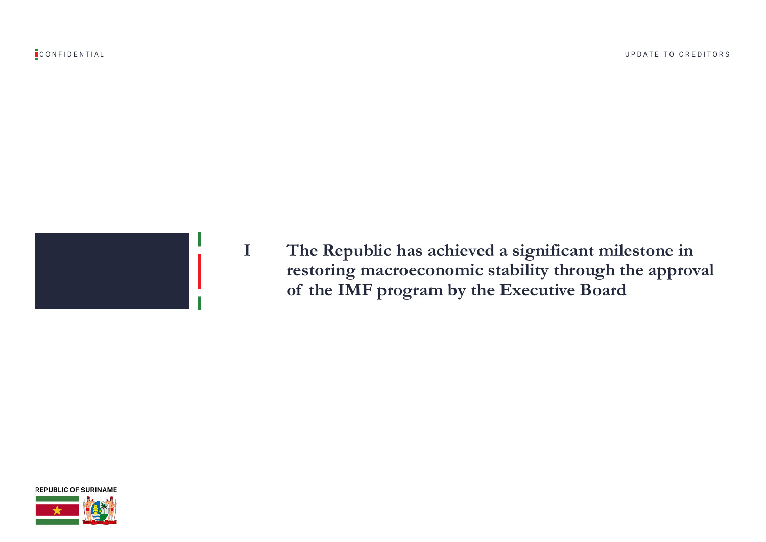# I The Republic has achieved a significant milestone in restoring macroeconomic stability through the approval of the IMF program by the Executive Board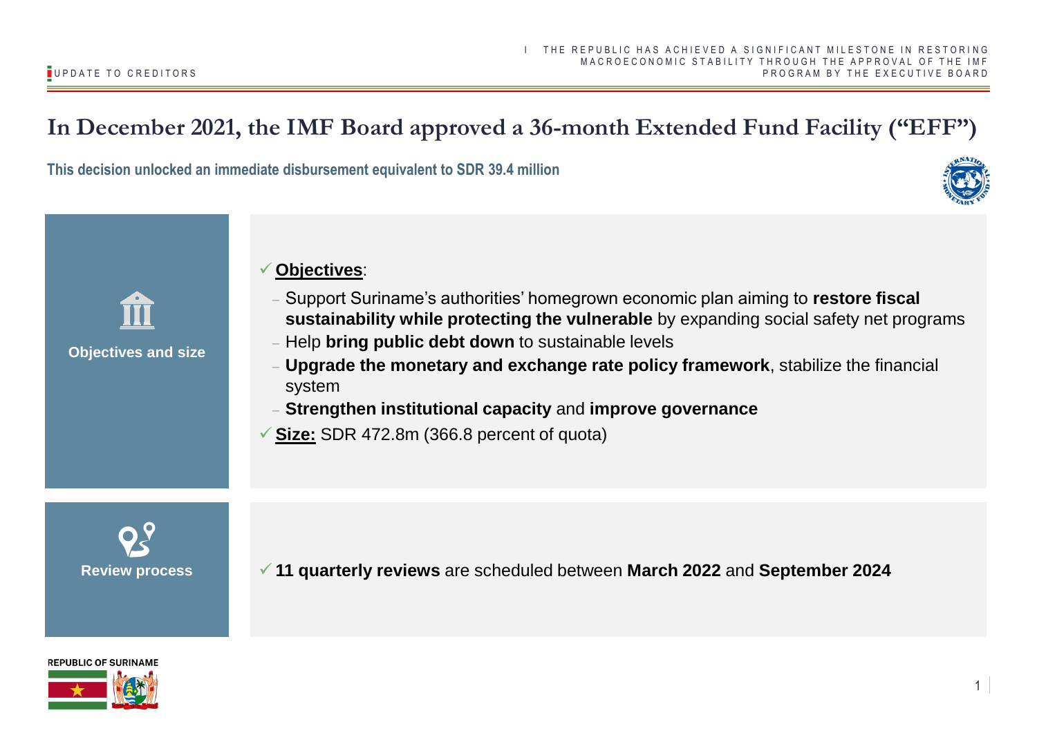# In December 2021, the IMF Board approved a 36-month Extended Fund Facility (“EFF”)

**This decision unlocked an immediate disbursement equivalent to SDR 39.4 million**

**Objectives and size**

- ✓ **Objectives**:
  - Support Suriname’s authorities’ homegrown economic plan aiming to **restore fiscal sustainability while protecting the vulnerable** by expanding social safety net programs
  - Help **bring public debt down** to sustainable levels
  - **Upgrade the monetary and exchange rate policy framework**, stabilize the financial system
  - **Strengthen institutional capacity** and **improve governance**
- ✓ **Size:** SDR 472.8m (366.8 percent of quota)

**Review process**

- ✓ **11 quarterly reviews** are scheduled between **March 2022** and **September 2024**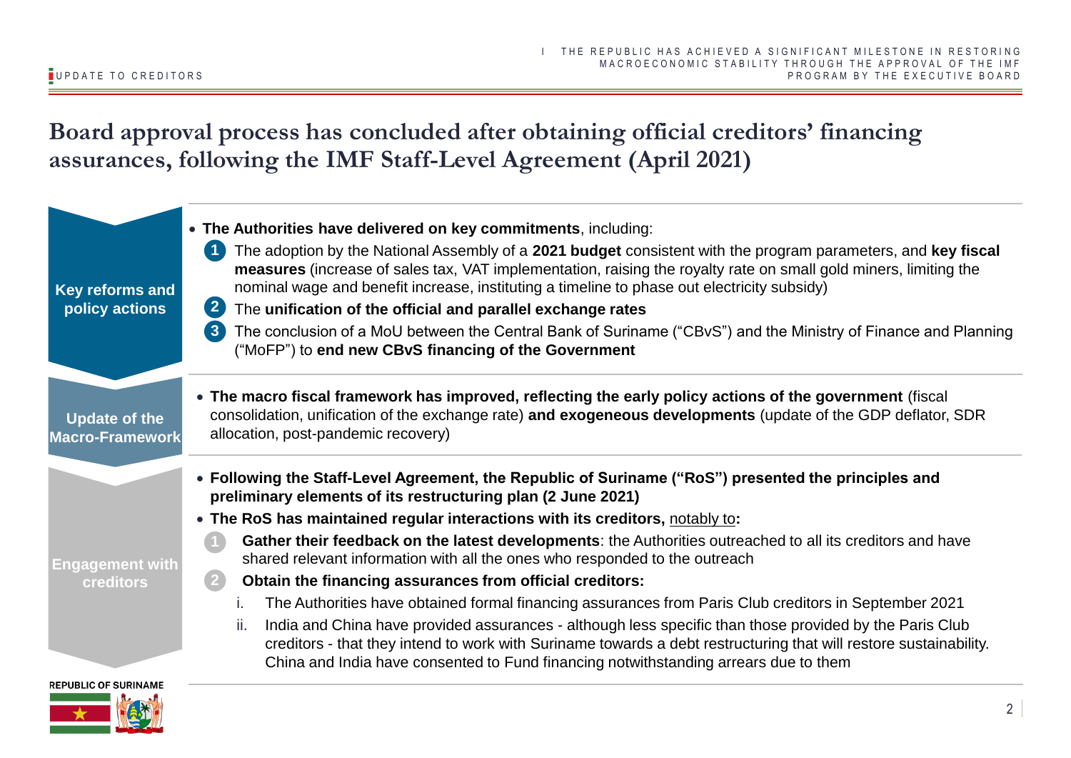# Board approval process has concluded after obtaining official creditors' financing assurances, following the IMF Staff-Level Agreement (April 2021)

## Key reforms and policy actions

- **The Authorities have delivered on key commitments**, including:
  1. The adoption by the National Assembly of a **2021 budget** consistent with the program parameters, and **key fiscal measures** (increase of sales tax, VAT implementation, raising the royalty rate on small gold miners, limiting the nominal wage and benefit increase, instituting a timeline to phase out electricity subsidy)
  2. The **unification of the official and parallel exchange rates**
  3. The conclusion of a MoU between the Central Bank of Suriname ("CBvS") and the Ministry of Finance and Planning ("MoFP") to **end new CBvS financing of the Government**

## Update of the Macro-Framework

- **The macro fiscal framework has improved, reflecting the early policy actions of the government** (fiscal consolidation, unification of the exchange rate) **and exogeneous developments** (update of the GDP deflator, SDR allocation, post-pandemic recovery)

## Engagement with creditors

- **Following the Staff-Level Agreement, the Republic of Suriname ("RoS") presented the principles and preliminary elements of its restructuring plan (2 June 2021)**
- **The RoS has maintained regular interactions with its creditors,** notably to**:**
  1. **Gather their feedback on the latest developments**: the Authorities outreached to all its creditors and have shared relevant information with all the ones who responded to the outreach
  2. **Obtain the financing assurances from official creditors:**
     1. The Authorities have obtained formal financing assurances from Paris Club creditors in September 2021
     2. India and China have provided assurances - although less specific than those provided by the Paris Club creditors - that they intend to work with Suriname towards a debt restructuring that will restore sustainability. China and India have consented to Fund financing notwithstanding arrears due to them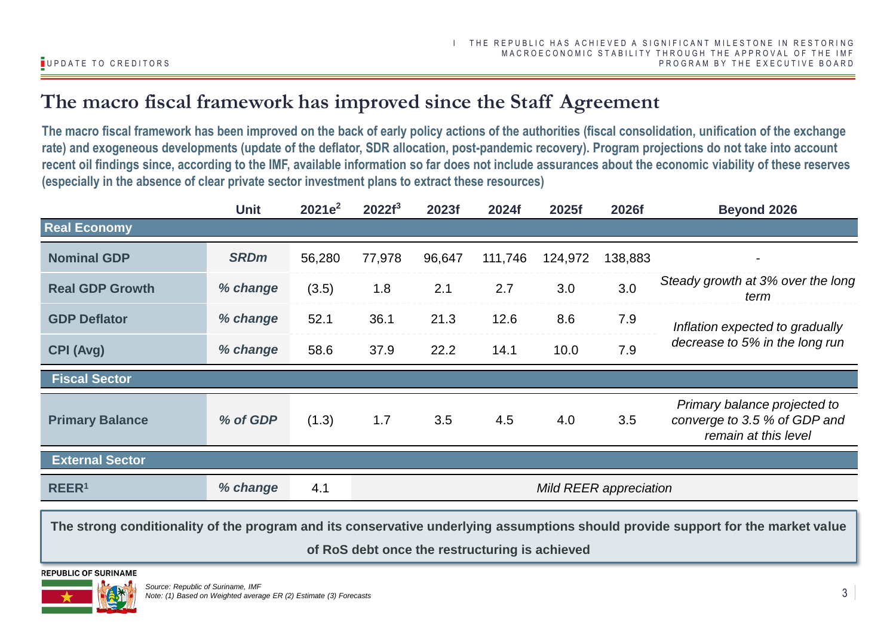# The macro fiscal framework has improved since the Staff Agreement

**The macro fiscal framework has been improved on the back of early policy actions of the authorities (fiscal consolidation, unification of the exchange rate) and exogeneous developments (update of the deflator, SDR allocation, post-pandemic recovery). Program projections do not take into account recent oil findings since, according to the IMF, available information so far does not include assurances about the economic viability of these reserves (especially in the absence of clear private sector investment plans to extract these resources)**

| | Unit | 2021e[2] | 2022f[3] | 2023f | 2024f | 2025f | 2026f | Beyond 2026 |
|---|---|---|---|---|---|---|---|---|
| **Real Economy** | | | | | | | | |
| **Nominal GDP** | ***SRDm*** | 56,280 | 77,978 | 96,647 | 111,746 | 124,972 | 138,883 | - |
| **Real GDP Growth** | *% change* | (3.5) | 1.8 | 2.1 | 2.7 | 3.0 | 3.0 | *Steady growth at 3% over the long term* |
| **GDP Deflator** | *% change* | 52.1 | 36.1 | 21.3 | 12.6 | 8.6 | 7.9 | *Inflation expected to gradually decrease to 5% in the long run* |
| **CPI (Avg)** | *% change* | 58.6 | 37.9 | 22.2 | 14.1 | 10.0 | 7.9 | |
| **Fiscal Sector** | | | | | | | | |
| **Primary Balance** | *% of GDP* | (1.3) | 1.7 | 3.5 | 4.5 | 4.0 | 3.5 | *Primary balance projected to converge to 3.5 % of GDP and remain at this level* |
| **External Sector** | | | | | | | | |
| **REER[1]** | *% change* | 4.1 | *Mild REER appreciation* | | | | | |

**The strong conditionality of the program and its conservative underlying assumptions should provide support for the market value of RoS debt once the restructuring is achieved**

*Source: Republic of Suriname, IMF*
*Note: (1) Based on Weighted average ER (2) Estimate (3) Forecasts*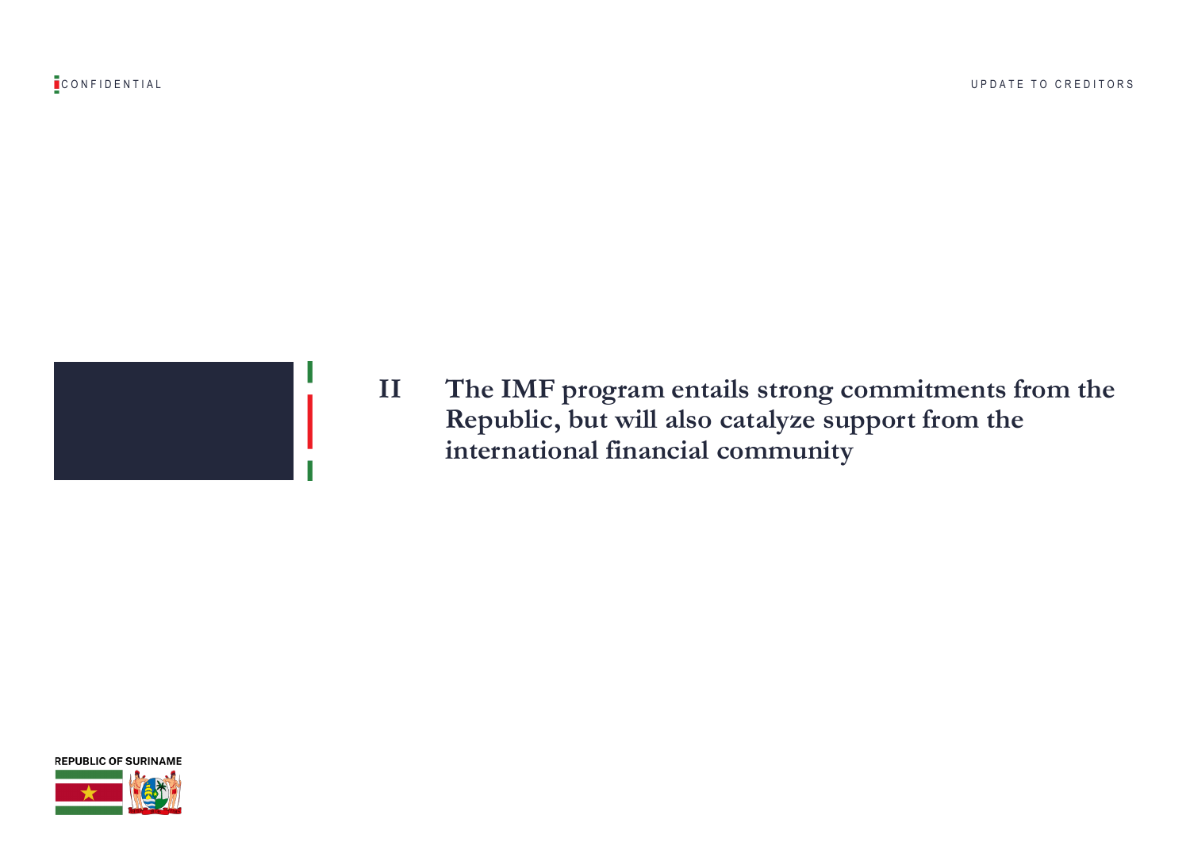# II The IMF program entails strong commitments from the Republic, but will also catalyze support from the international financial community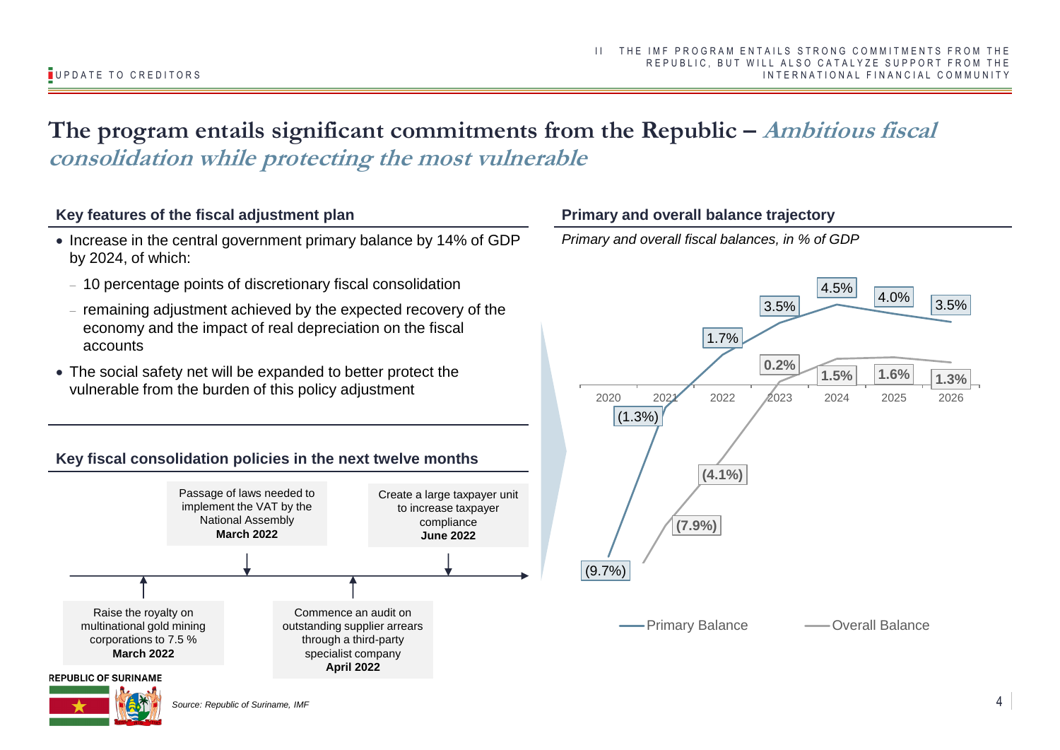# The program entails significant commitments from the Republic – *Ambitious fiscal consolidation while protecting the most vulnerable*

## Key features of the fiscal adjustment plan

- Increase in the central government primary balance by 14% of GDP by 2024, of which:
  - 10 percentage points of discretionary fiscal consolidation
  - remaining adjustment achieved by the expected recovery of the economy and the impact of real depreciation on the fiscal accounts
- The social safety net will be expanded to better protect the vulnerable from the burden of this policy adjustment

## Key fiscal consolidation policies in the next twelve months

- Raise the royalty on multinational gold mining corporations to 7.5 % — **March 2022**
- Passage of laws needed to implement the VAT by the National Assembly — **March 2022**
- Commence an audit on outstanding supplier arrears through a third-party specialist company — **April 2022**
- Create a large taxpayer unit to increase taxpayer compliance — **June 2022**

## Primary and overall balance trajectory

*Primary and fiscal balances, in % of GDP*

| Year | Primary Balance | Overall Balance |
|---|---|---|
| 2020 | (9.7%) | |
| 2021 | (1.3%) | (7.9%) |
| 2022 | 1.7% | (4.1%) |
| 2023 | 3.5% | 0.2% |
| 2024 | 4.5% | 1.5% |
| 2025 | 4.0% | 1.6% |
| 2026 | 3.5% | 1.3% |

*Source: Republic of Suriname, IMF*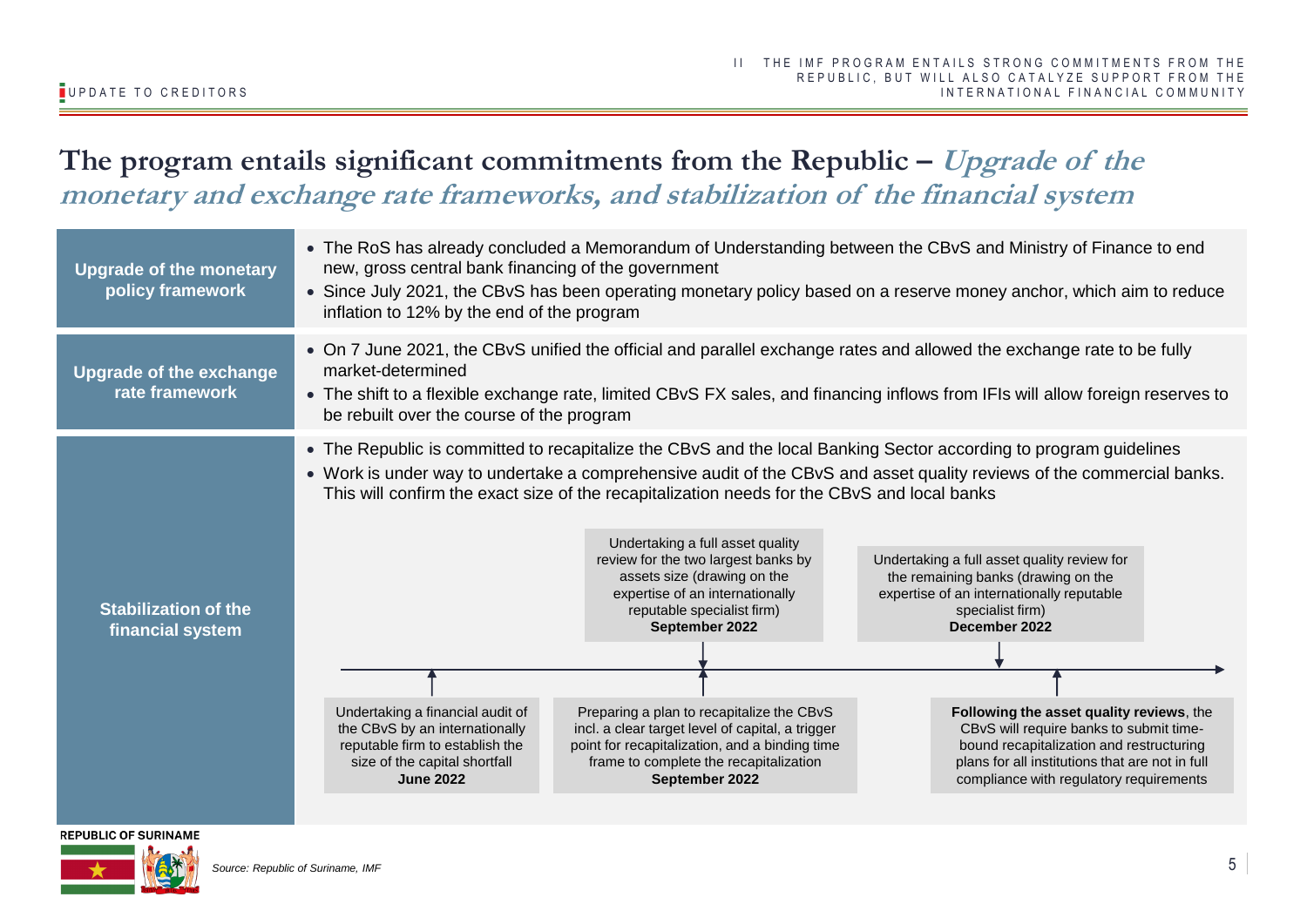# The program entails significant commitments from the Republic – *Upgrade of the monetary and exchange rate frameworks, and stabilization of the financial system*

## Upgrade of the monetary policy framework

- The RoS has already concluded a Memorandum of Understanding between the CBvS and Ministry of Finance to end new, gross central bank financing of the government
- Since July 2021, the CBvS has been operating monetary policy based on a reserve money anchor, which aim to reduce inflation to 12% by the end of the program

## Upgrade of the exchange rate framework

- On 7 June 2021, the CBvS unified the official and parallel exchange rates and allowed the exchange rate to be fully market-determined
- The shift to a flexible exchange rate, limited CBvS FX sales, and financing inflows from IFIs will allow foreign reserves to be rebuilt over the course of the program

## Stabilization of the financial system

- The Republic is committed to recapitalize the CBvS and the local Banking Sector according to program guidelines
- Work is under way to undertake a comprehensive audit of the CBvS and asset quality reviews of the commercial banks. This will confirm the exact size of the recapitalization needs for the CBvS and local banks

Timeline:

- Undertaking a financial audit of the CBvS by an internationally reputable firm to establish the size of the capital shortfall **June 2022**
- Undertaking a full asset quality review for the two largest banks by assets size (drawing on the expertise of an internationally reputable specialist firm) **September 2022**
- Preparing a plan to recapitalize the CBvS incl. a clear target level of capital, a trigger point for recapitalization, and a binding time frame to complete the recapitalization **September 2022**
- Undertaking a full asset quality review for the remaining banks (drawing on the expertise of an internationally reputable specialist firm) **December 2022**
- **Following the asset quality reviews**, the CBvS will require banks to submit time-bound recapitalization and restructuring plans for all institutions that are not in full compliance with regulatory requirements

*Source: Republic of Suriname, IMF*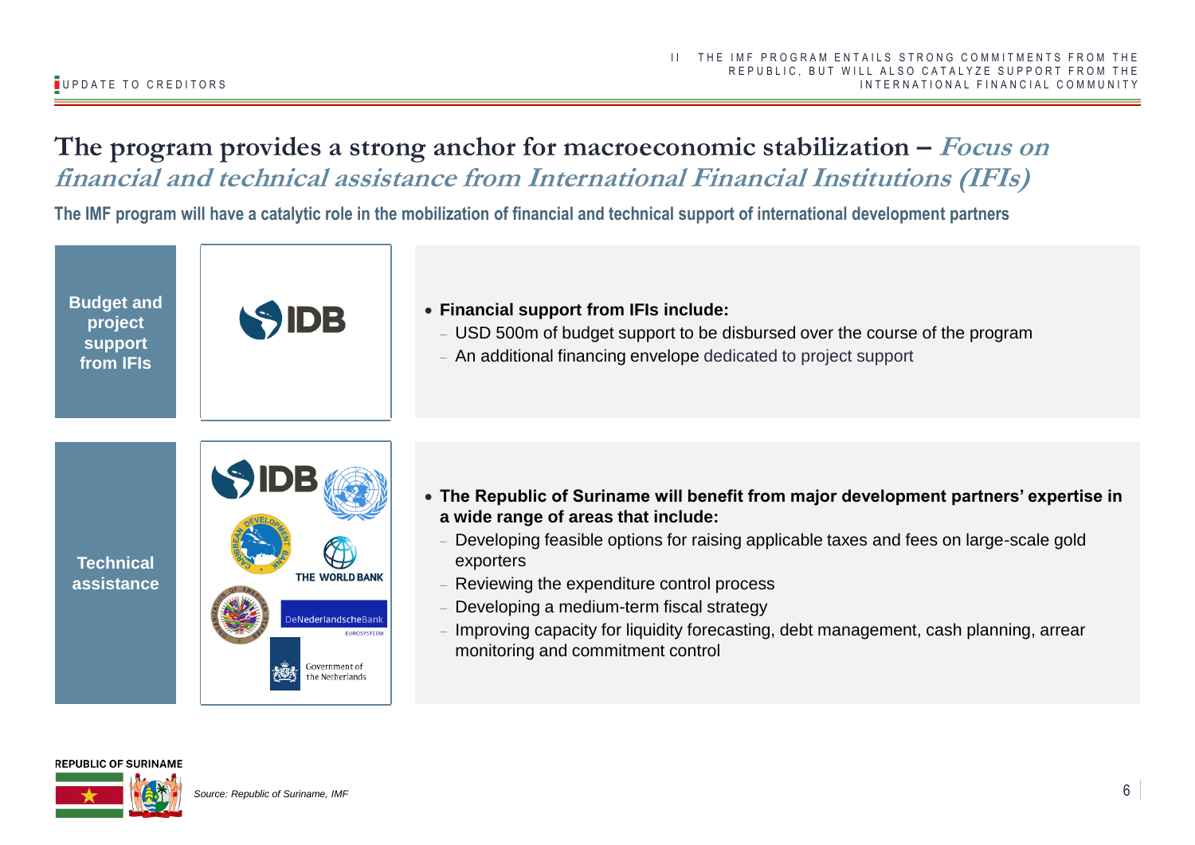# The program provides a strong anchor for macroeconomic stabilization – *Focus on financial and technical assistance from International Financial Institutions (IFIs)*

**The IMF program will have a catalytic role in the mobilization of financial and technical support of international development partners**

**Budget and project support from IFIs**

IDB

- **Financial support from IFIs include:**
  - USD 500m of budget support to be disbursed over the course of the program
  - An additional financing envelope dedicated to project support

**Technical assistance**

IDB, United Nations, Caribbean Development Bank, The World Bank, Organization of American States, De Nederlandsche Bank (Eurosysteem), Government of the Netherlands

- **The Republic of Suriname will benefit from major development partners' expertise in a wide range of areas that include:**
  - Developing feasible options for raising applicable taxes and fees on large-scale gold exporters
  - Reviewing the expenditure control process
  - Developing a medium-term fiscal strategy
  - Improving capacity for liquidity forecasting, debt management, cash planning, arrear monitoring and commitment control

*Source: Republic of Suriname, IMF*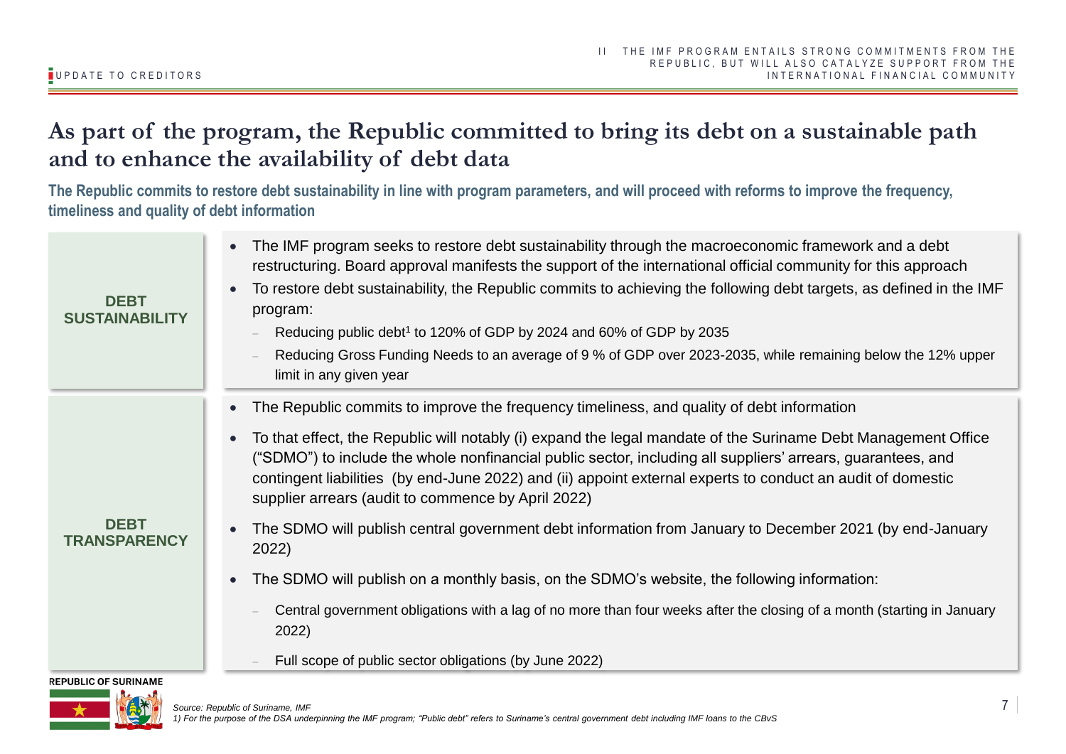# As part of the program, the Republic committed to bring its debt on a sustainable path and to enhance the availability of debt data

**The Republic commits to restore debt sustainability in line with program parameters, and will proceed with reforms to improve the frequency, timeliness and quality of debt information**

### DEBT SUSTAINABILITY

- The IMF program seeks to restore debt sustainability through the macroeconomic framework and a debt restructuring. Board approval manifests the support of the international official community for this approach
- To restore debt sustainability, the Republic commits to achieving the following debt targets, as defined in the IMF program:
  - Reducing public debt[1] to 120% of GDP by 2024 and 60% of GDP by 2035
  - Reducing Gross Funding Needs to an average of 9 % of GDP over 2023-2035, while remaining below the 12% upper limit in any given year

### DEBT TRANSPARENCY

- The Republic commits to improve the frequency timeliness, and quality of debt information
- To that effect, the Republic will notably (i) expand the legal mandate of the Suriname Debt Management Office ("SDMO") to include the whole nonfinancial public sector, including all suppliers' arrears, guarantees, and contingent liabilities (by end-June 2022) and (ii) appoint external experts to conduct an audit of domestic supplier arrears (audit to commence by April 2022)
- The SDMO will publish central government debt information from January to December 2021 (by end-January 2022)
- The SDMO will publish on a monthly basis, on the SDMO's website, the following information:
  - Central government obligations with a lag of no more than four weeks after the closing of a month (starting in January 2022)
  - Full scope of public sector obligations (by June 2022)

*Source: Republic of Suriname, IMF*

*1) For the purpose of the DSA underpinning the IMF program; "Public debt" refers to Suriname's central government debt including IMF loans to the CBvS*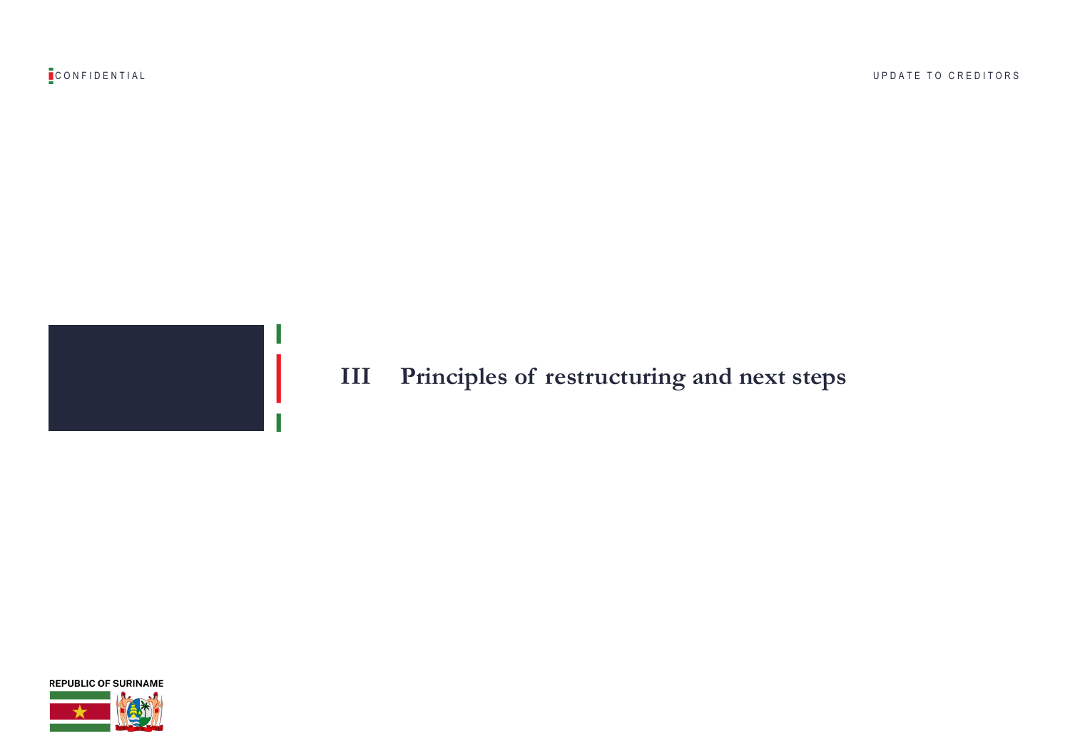# III Principles of restructuring and next steps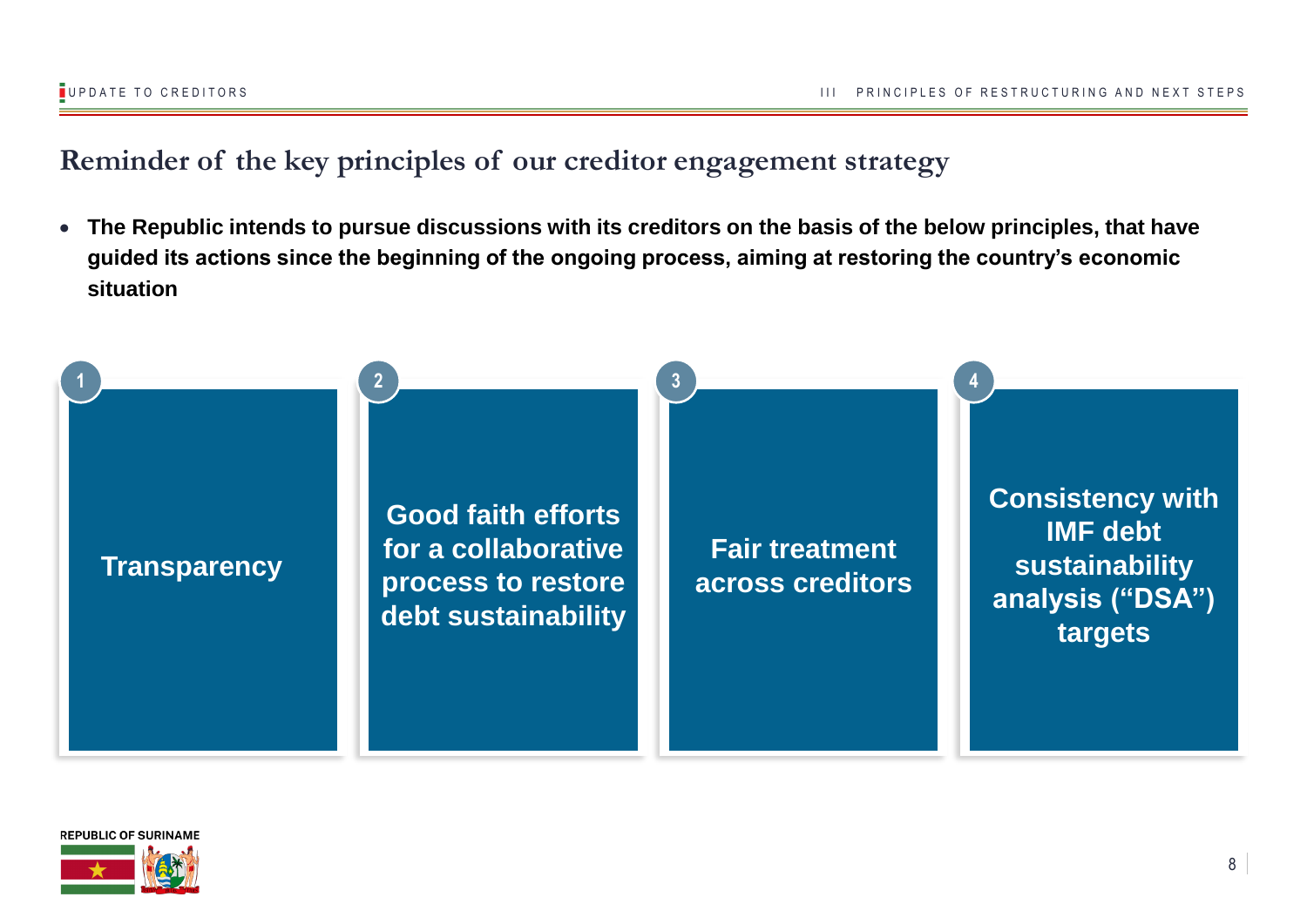## Reminder of the key principles of our creditor engagement strategy

- **The Republic intends to pursue discussions with its creditors on the basis of the below principles, that have guided its actions since the beginning of the ongoing process, aiming at restoring the country's economic situation**

1. **Transparency**
2. **Good faith efforts for a collaborative process to restore debt sustainability**
3. **Fair treatment across creditors**
4. **Consistency with IMF debt sustainability analysis ("DSA") targets**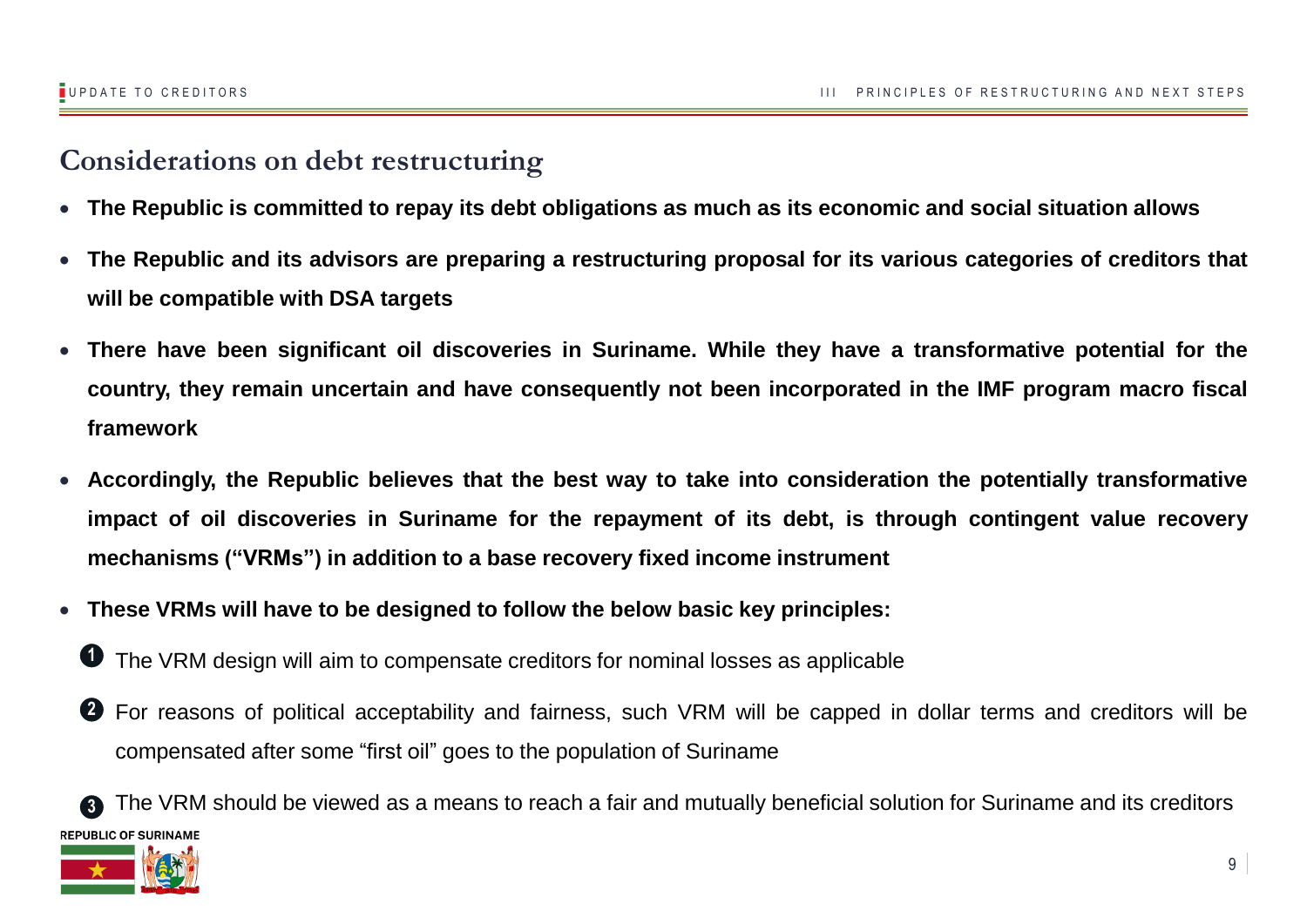## Considerations on debt restructuring

- **The Republic is committed to repay its debt obligations as much as its economic and social situation allows**
- **The Republic and its advisors are preparing a restructuring proposal for its various categories of creditors that will be compatible with DSA targets**
- **There have been significant oil discoveries in Suriname. While they have a transformative potential for the country, they remain uncertain and have consequently not been incorporated in the IMF program macro fiscal framework**
- **Accordingly, the Republic believes that the best way to take into consideration the potentially transformative impact of oil discoveries in Suriname for the repayment of its debt, is through contingent value recovery mechanisms ("VRMs") in addition to a base recovery fixed income instrument**
- **These VRMs will have to be designed to follow the below basic key principles:**

  1. The VRM design will aim to compensate creditors for nominal losses as applicable
  2. For reasons of political acceptability and fairness, such VRM will be capped in dollar terms and creditors will be compensated after some "first oil" goes to the population of Suriname
  3. The VRM should be viewed as a means to reach a fair and mutually beneficial solution for Suriname and its creditors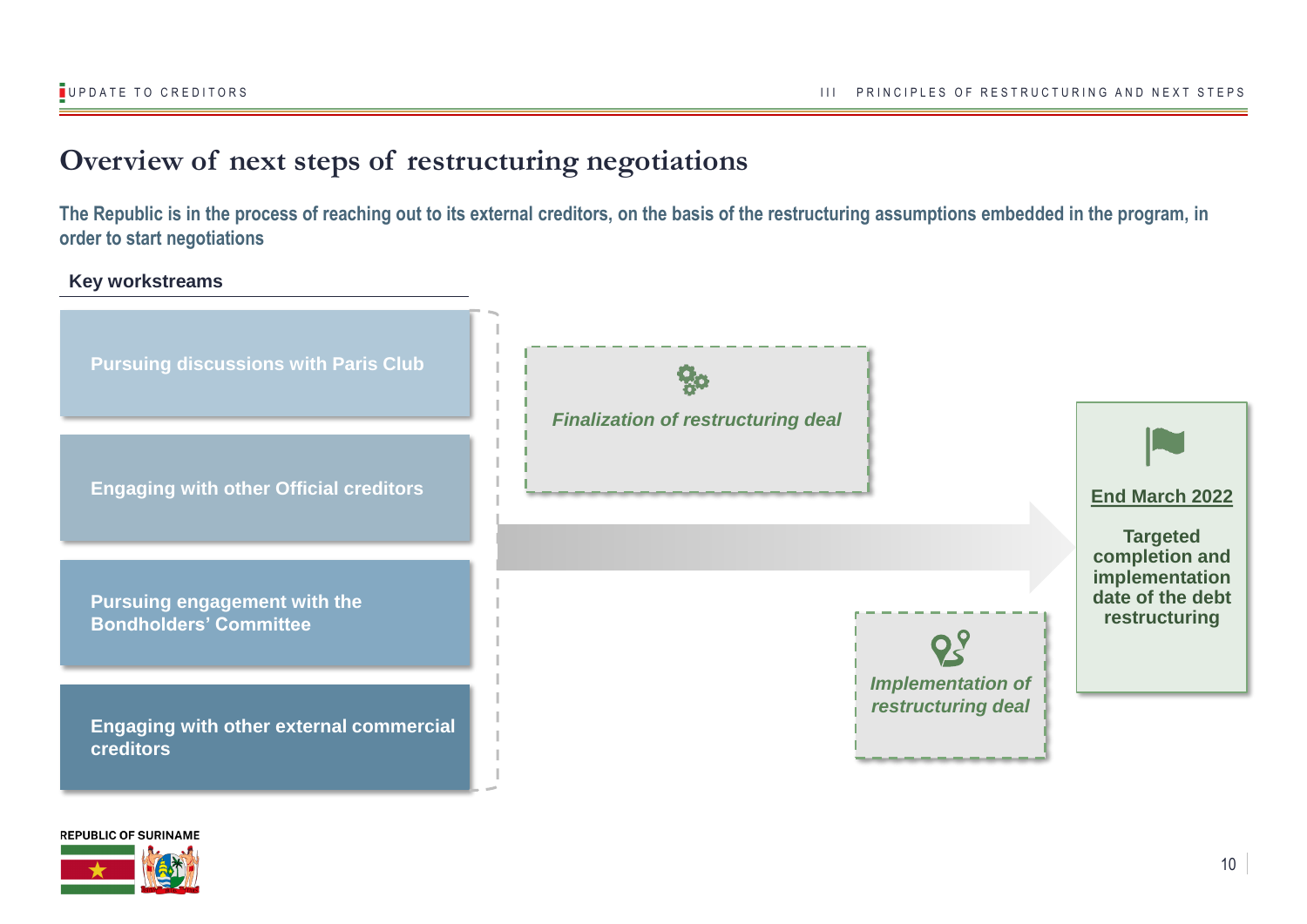# Overview of next steps of restructuring negotiations

**The Republic is in the process of reaching out to its external creditors, on the basis of the restructuring assumptions embedded in the program, in order to start negotiations**

**Key workstreams**

- **Pursuing discussions with Paris Club**
- **Engaging with other Official creditors**
- **Pursuing engagement with the Bondholders' Committee**
- **Engaging with other external commercial creditors**

*Finalization of restructuring deal*

*Implementation of restructuring deal*

**End March 2022**

**Targeted completion and implementation date of the debt restructuring**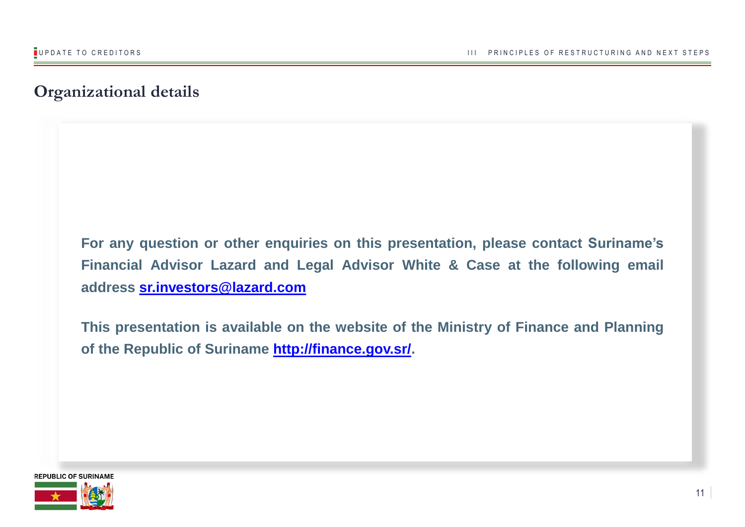## Organizational details

**For any question or other enquiries on this presentation, please contact Suriname's Financial Advisor Lazard and Legal Advisor White & Case at the following email address sr.investors@lazard.com**

**This presentation is available on the website of the Ministry of Finance and Planning of the Republic of Suriname http://finance.gov.sr/.**